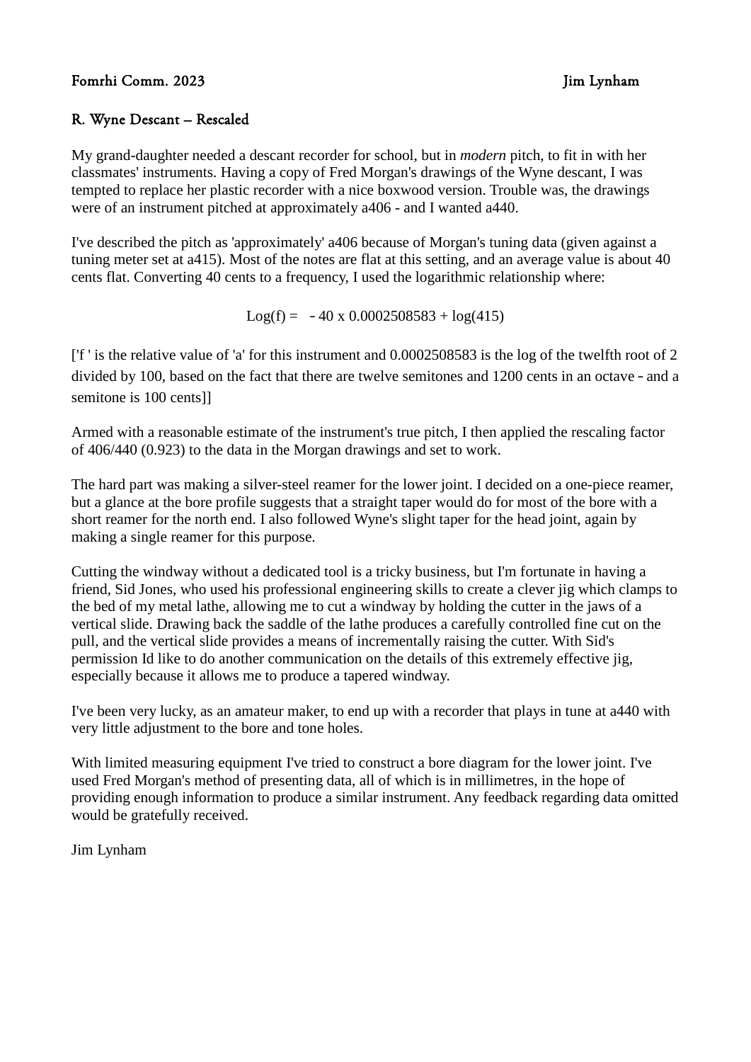Fomrhi Comm. 2023 Jim Lynham

## R. Wyne Descant – Rescaled

My grand-daughter needed a descant recorder for school, but in *modern* pitch, to fit in with her classmates' instruments. Having a copy of Fred Morgan's drawings of the Wyne descant, I was tempted to replace her plastic recorder with a nice boxwood version. Trouble was, the drawings were of an instrument pitched at approximately a406 - and I wanted a440.

I've described the pitch as 'approximately' a406 because of Morgan's tuning data (given against a tuning meter set at a415). Most of the notes are flat at this setting, and an average value is about 40 cents flat. Converting 40 cents to a frequency, I used the logarithmic relationship where:

$$\text{Log}(f) = -40 \times 0.0002508583 + \log(415)$$

['f ' is the relative value of 'a' for this instrument and 0.0002508583 is the log of the twelfth root of 2 divided by 100, based on the fact that there are twelve semitones and 1200 cents in an octave – and a semitone is 100 cents]]

Armed with a reasonable estimate of the instrument's true pitch, I then applied the rescaling factor of 406/440 (0.923) to the data in the Morgan drawings and set to work.

The hard part was making a silver-steel reamer for the lower joint. I decided on a one-piece reamer, but a glance at the bore profile suggests that a straight taper would do for most of the bore with a short reamer for the north end. I also followed Wyne's slight taper for the head joint, again by making a single reamer for this purpose.

Cutting the windway without a dedicated tool is a tricky business, but I'm fortunate in having a friend, Sid Jones, who used his professional engineering skills to create a clever jig which clamps to the bed of my metal lathe, allowing me to cut a windway by holding the cutter in the jaws of a vertical slide. Drawing back the saddle of the lathe produces a carefully controlled fine cut on the pull, and the vertical slide provides a means of incrementally raising the cutter. With Sid's permission Id like to do another communication on the details of this extremely effective jig, especially because it allows me to produce a tapered windway.

I've been very lucky, as an amateur maker, to end up with a recorder that plays in tune at a440 with very little adjustment to the bore and tone holes.

With limited measuring equipment I've tried to construct a bore diagram for the lower joint. I've used Fred Morgan's method of presenting data, all of which is in millimetres, in the hope of providing enough information to produce a similar instrument. Any feedback regarding data omitted would be gratefully received.

Jim Lynham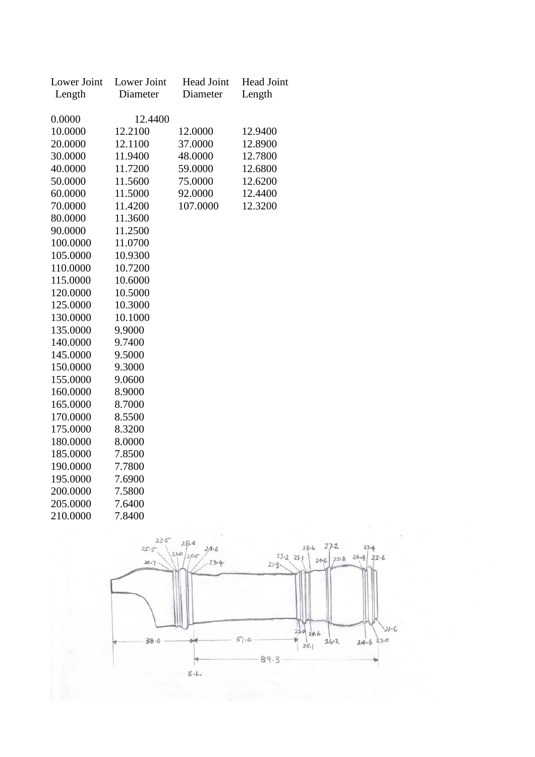| Lower Joint Length | Lower Joint Diameter | Head Joint Diameter | Head Joint Length |
|---|---|---|---|
| 0.0000 | 12.4400 | | |
| 10.0000 | 12.2100 | 12.0000 | 12.9400 |
| 20.0000 | 12.1100 | 37.0000 | 12.8900 |
| 30.0000 | 11.9400 | 48.0000 | 12.7800 |
| 40.0000 | 11.7200 | 59.0000 | 12.6800 |
| 50.0000 | 11.5600 | 75.0000 | 12.6200 |
| 60.0000 | 11.5000 | 92.0000 | 12.4400 |
| 70.0000 | 11.4200 | 107.0000 | 12.3200 |
| 80.0000 | 11.3600 | | |
| 90.0000 | 11.2500 | | |
| 100.0000 | 11.0700 | | |
| 105.0000 | 10.9300 | | |
| 110.0000 | 10.7200 | | |
| 115.0000 | 10.6000 | | |
| 120.0000 | 10.5000 | | |
| 125.0000 | 10.3000 | | |
| 130.0000 | 10.1000 | | |
| 135.0000 | 9.9000 | | |
| 140.0000 | 9.7400 | | |
| 145.0000 | 9.5000 | | |
| 150.0000 | 9.3000 | | |
| 155.0000 | 9.0600 | | |
| 160.0000 | 8.9000 | | |
| 165.0000 | 8.7000 | | |
| 170.0000 | 8.5500 | | |
| 175.0000 | 8.3200 | | |
| 180.0000 | 8.0000 | | |
| 185.0000 | 7.8500 | | |
| 190.0000 | 7.7800 | | |
| 195.0000 | 7.6900 | | |
| 200.0000 | 7.5800 | | |
| 205.0000 | 7.6400 | | |
| 210.0000 | 7.8400 | | |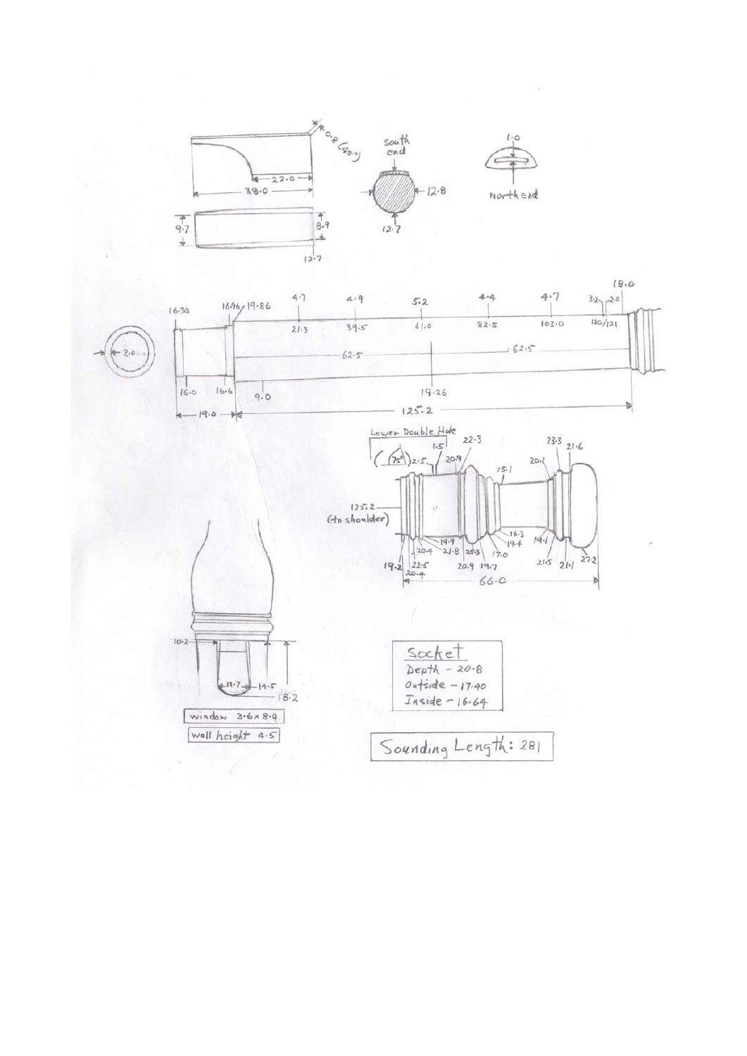Socket
Depth - 20.8
Outside - 17.40
Inside - 16.64

window 3.6 x 8.9

wall height 4.5

Sounding Length: 281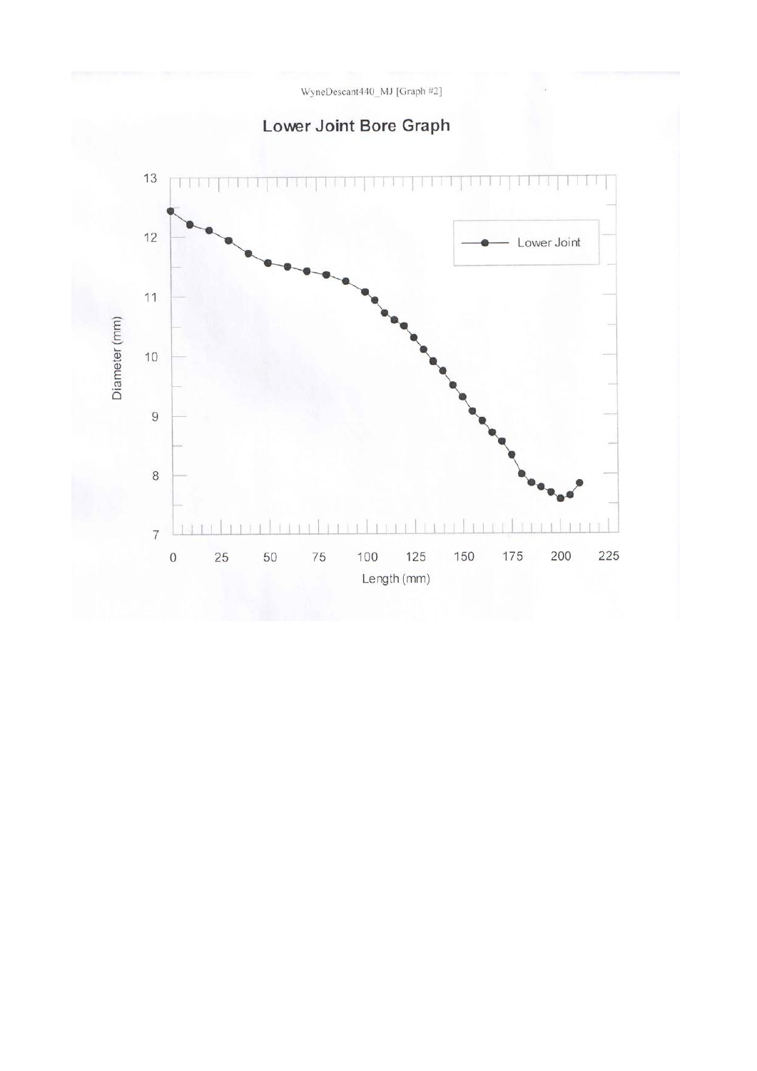WyneDescant440_MJ [Graph #2]

Lower Joint Bore Graph

13
12
11
10
9
8
7

Diameter (mm)

0
25
50
75
100
125
150
175
200
225

Length (mm)

Lower Joint